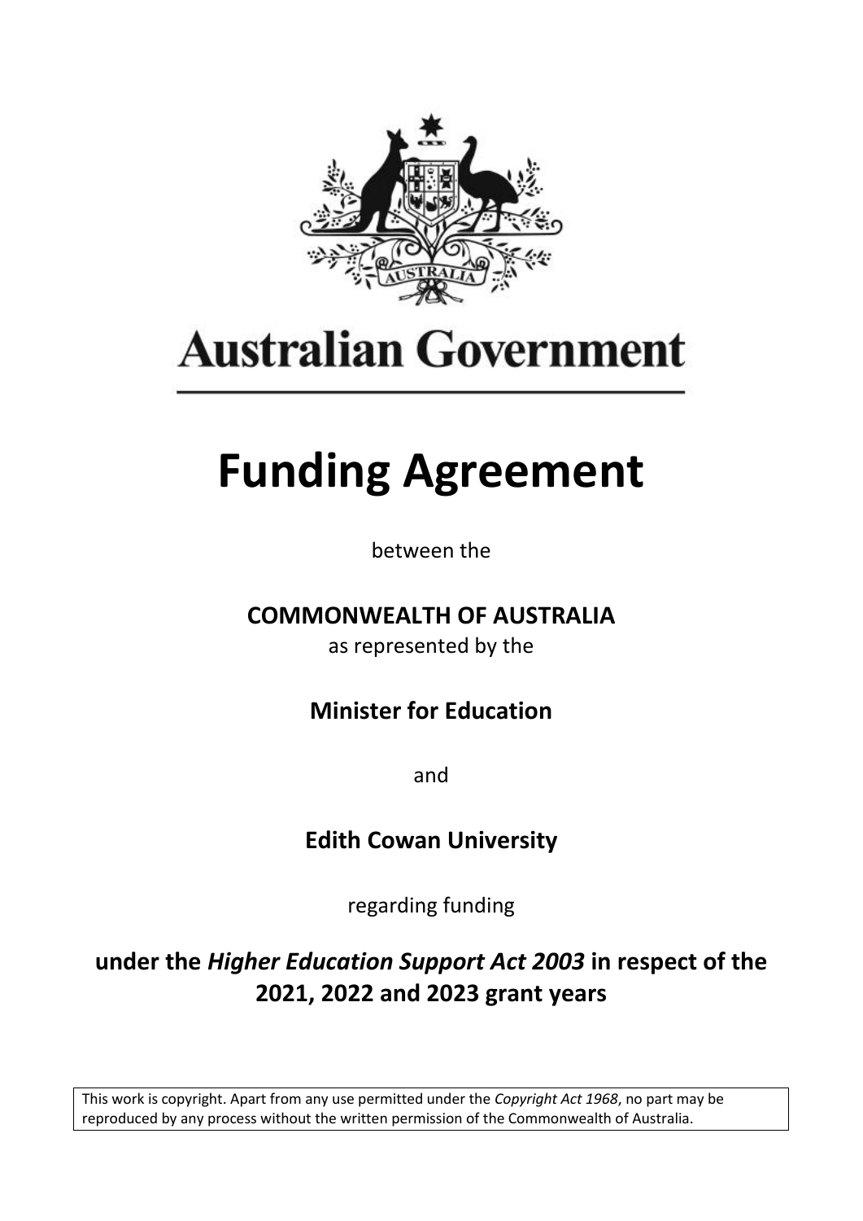**Australian Government**

# Funding Agreement

between the

**COMMONWEALTH OF AUSTRALIA**

as represented by the

**Minister for Education**

and

**Edith Cowan University**

regarding funding

**under the *Higher Education Support Act 2003* in respect of the 2021, 2022 and 2023 grant years**

This work is copyright. Apart from any use permitted under the *Copyright Act 1968*, no part may be reproduced by any process without the written permission of the Commonwealth of Australia.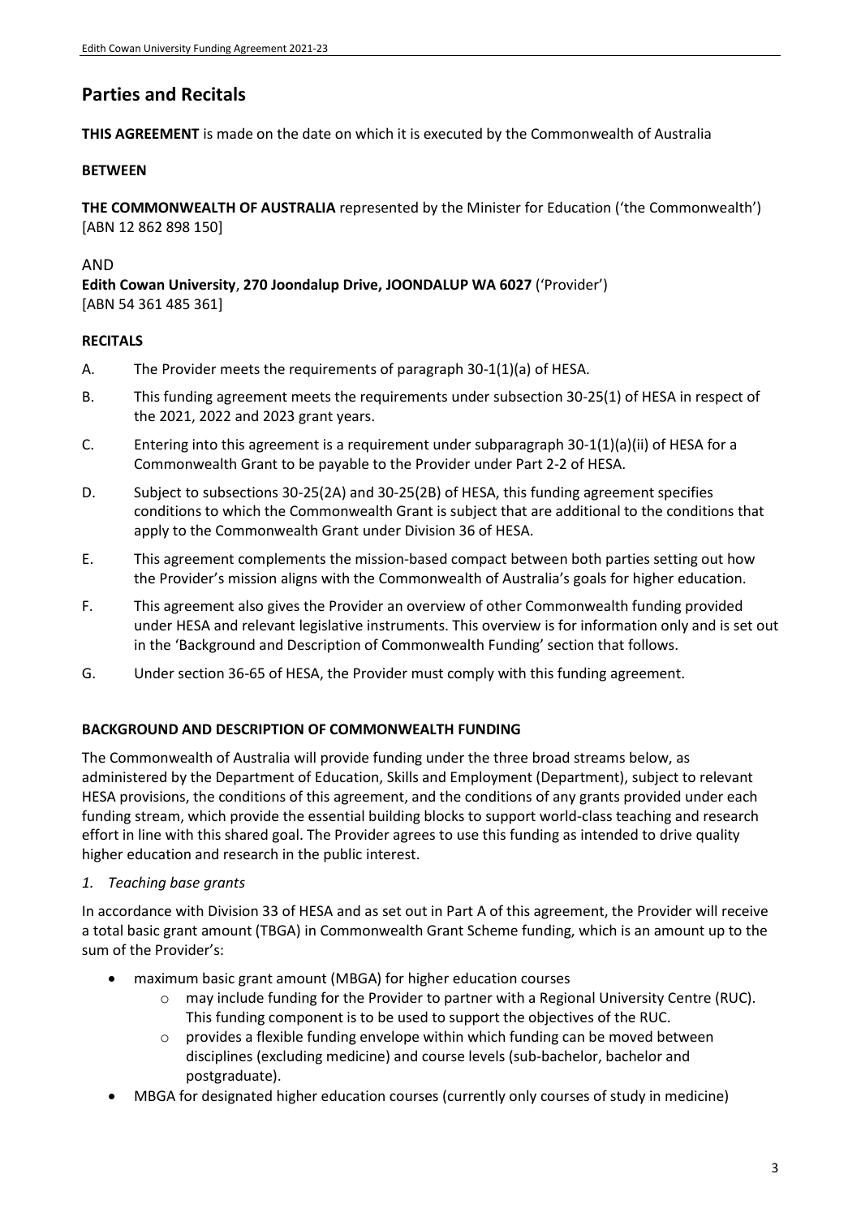## Parties and Recitals

**THIS AGREEMENT** is made on the date on which it is executed by the Commonwealth of Australia

**BETWEEN**

**THE COMMONWEALTH OF AUSTRALIA** represented by the Minister for Education ('the Commonwealth') [ABN 12 862 898 150]

AND

**Edith Cowan University**, **270 Joondalup Drive, JOONDALUP WA 6027** ('Provider') [ABN 54 361 485 361]

**RECITALS**

A. The Provider meets the requirements of paragraph 30-1(1)(a) of HESA.

B. This funding agreement meets the requirements under subsection 30-25(1) of HESA in respect of the 2021, 2022 and 2023 grant years.

C. Entering into this agreement is a requirement under subparagraph 30-1(1)(a)(ii) of HESA for a Commonwealth Grant to be payable to the Provider under Part 2-2 of HESA.

D. Subject to subsections 30-25(2A) and 30-25(2B) of HESA, this funding agreement specifies conditions to which the Commonwealth Grant is subject that are additional to the conditions that apply to the Commonwealth Grant under Division 36 of HESA.

E. This agreement complements the mission-based compact between both parties setting out how the Provider's mission aligns with the Commonwealth of Australia's goals for higher education.

F. This agreement also gives the Provider an overview of other Commonwealth funding provided under HESA and relevant legislative instruments. This overview is for information only and is set out in the 'Background and Description of Commonwealth Funding' section that follows.

G. Under section 36-65 of HESA, the Provider must comply with this funding agreement.

**BACKGROUND AND DESCRIPTION OF COMMONWEALTH FUNDING**

The Commonwealth of Australia will provide funding under the three broad streams below, as administered by the Department of Education, Skills and Employment (Department), subject to relevant HESA provisions, the conditions of this agreement, and the conditions of any grants provided under each funding stream, which provide the essential building blocks to support world-class teaching and research effort in line with this shared goal. The Provider agrees to use this funding as intended to drive quality higher education and research in the public interest.

*1. Teaching base grants*

In accordance with Division 33 of HESA and as set out in Part A of this agreement, the Provider will receive a total basic grant amount (TBGA) in Commonwealth Grant Scheme funding, which is an amount up to the sum of the Provider's:

- maximum basic grant amount (MBGA) for higher education courses
  - may include funding for the Provider to partner with a Regional University Centre (RUC). This funding component is to be used to support the objectives of the RUC.
  - provides a flexible funding envelope within which funding can be moved between disciplines (excluding medicine) and course levels (sub-bachelor, bachelor and postgraduate).
- MBGA for designated higher education courses (currently only courses of study in medicine)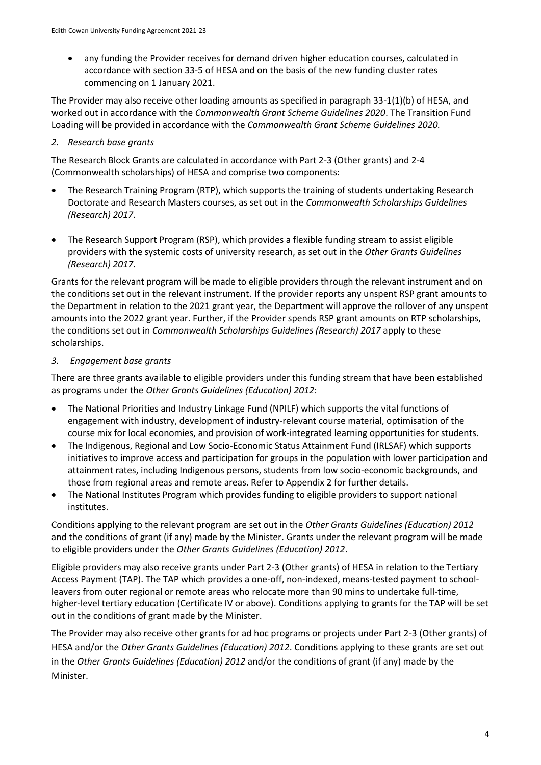- any funding the Provider receives for demand driven higher education courses, calculated in accordance with section 33-5 of HESA and on the basis of the new funding cluster rates commencing on 1 January 2021.

The Provider may also receive other loading amounts as specified in paragraph 33-1(1)(b) of HESA, and worked out in accordance with the *Commonwealth Grant Scheme Guidelines 2020*. The Transition Fund Loading will be provided in accordance with the *Commonwealth Grant Scheme Guidelines 2020.*

*2. Research base grants*

The Research Block Grants are calculated in accordance with Part 2-3 (Other grants) and 2-4 (Commonwealth scholarships) of HESA and comprise two components:

- The Research Training Program (RTP), which supports the training of students undertaking Research Doctorate and Research Masters courses, as set out in the *Commonwealth Scholarships Guidelines (Research) 2017*.
- The Research Support Program (RSP), which provides a flexible funding stream to assist eligible providers with the systemic costs of university research, as set out in the *Other Grants Guidelines (Research) 2017*.

Grants for the relevant program will be made to eligible providers through the relevant instrument and on the conditions set out in the relevant instrument. If the provider reports any unspent RSP grant amounts to the Department in relation to the 2021 grant year, the Department will approve the rollover of any unspent amounts into the 2022 grant year. Further, if the Provider spends RSP grant amounts on RTP scholarships, the conditions set out in *Commonwealth Scholarships Guidelines (Research) 2017* apply to these scholarships.

*3. Engagement base grants*

There are three grants available to eligible providers under this funding stream that have been established as programs under the *Other Grants Guidelines (Education) 2012*:

- The National Priorities and Industry Linkage Fund (NPILF) which supports the vital functions of engagement with industry, development of industry-relevant course material, optimisation of the course mix for local economies, and provision of work-integrated learning opportunities for students.
- The Indigenous, Regional and Low Socio-Economic Status Attainment Fund (IRLSAF) which supports initiatives to improve access and participation for groups in the population with lower participation and attainment rates, including Indigenous persons, students from low socio-economic backgrounds, and those from regional areas and remote areas. Refer to Appendix 2 for further details.
- The National Institutes Program which provides funding to eligible providers to support national institutes.

Conditions applying to the relevant program are set out in the *Other Grants Guidelines (Education) 2012* and the conditions of grant (if any) made by the Minister. Grants under the relevant program will be made to eligible providers under the *Other Grants Guidelines (Education) 2012*.

Eligible providers may also receive grants under Part 2-3 (Other grants) of HESA in relation to the Tertiary Access Payment (TAP). The TAP which provides a one-off, non-indexed, means-tested payment to school-leavers from outer regional or remote areas who relocate more than 90 mins to undertake full-time, higher-level tertiary education (Certificate IV or above). Conditions applying to grants for the TAP will be set out in the conditions of grant made by the Minister.

The Provider may also receive other grants for ad hoc programs or projects under Part 2-3 (Other grants) of HESA and/or the *Other Grants Guidelines (Education) 2012*. Conditions applying to these grants are set out in the *Other Grants Guidelines (Education) 2012* and/or the conditions of grant (if any) made by the Minister.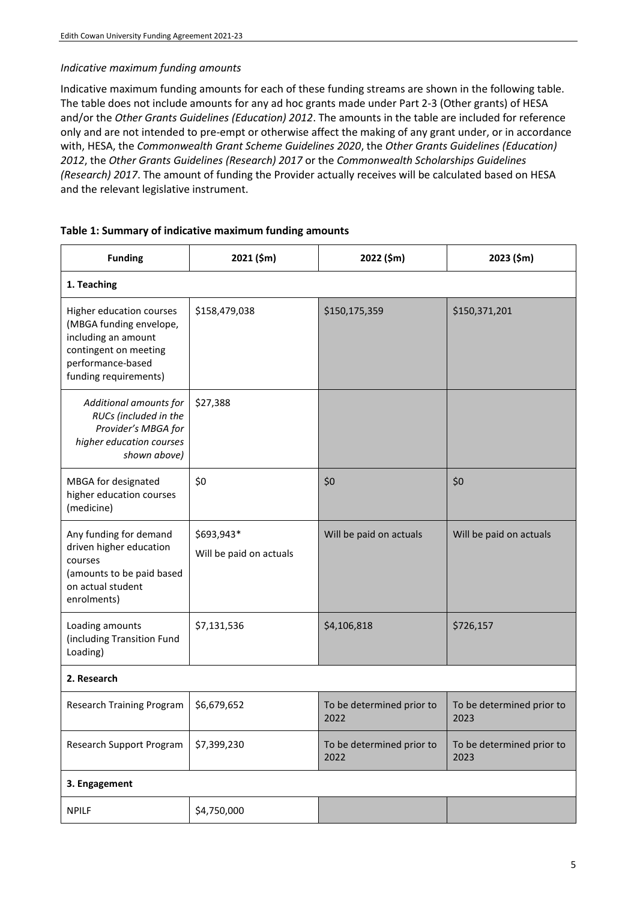*Indicative maximum funding amounts*

Indicative maximum funding amounts for each of these funding streams are shown in the following table. The table does not include amounts for any ad hoc grants made under Part 2-3 (Other grants) of HESA and/or the *Other Grants Guidelines (Education) 2012*. The amounts in the table are included for reference only and are not intended to pre-empt or otherwise affect the making of any grant under, or in accordance with, HESA, the *Commonwealth Grant Scheme Guidelines 2020*, the *Other Grants Guidelines (Education) 2012*, the *Other Grants Guidelines (Research) 2017* or the *Commonwealth Scholarships Guidelines (Research) 2017*. The amount of funding the Provider actually receives will be calculated based on HESA and the relevant legislative instrument.

**Table 1: Summary of indicative maximum funding amounts**

| Funding | 2021 ($m) | 2022 ($m) | 2023 ($m) |
|---|---|---|---|
| **1. Teaching** | | | |
| Higher education courses (MBGA funding envelope, including an amount contingent on meeting performance-based funding requirements) | $158,479,038 | $150,175,359 | $150,371,201 |
| *Additional amounts for RUCs (included in the Provider's MBGA for higher education courses shown above)* | $27,388 | | |
| MBGA for designated higher education courses (medicine) | $0 | $0 | $0 |
| Any funding for demand driven higher education courses (amounts to be paid based on actual student enrolments) | $693,943* Will be paid on actuals | Will be paid on actuals | Will be paid on actuals |
| Loading amounts (including Transition Fund Loading) | $7,131,536 | $4,106,818 | $726,157 |
| **2. Research** | | | |
| Research Training Program | $6,679,652 | To be determined prior to 2022 | To be determined prior to 2023 |
| Research Support Program | $7,399,230 | To be determined prior to 2022 | To be determined prior to 2023 |
| **3. Engagement** | | | |
| NPILF | $4,750,000 | | |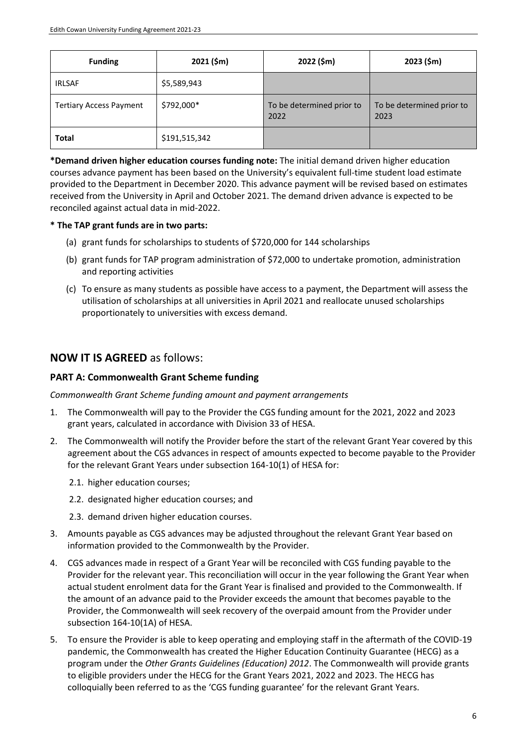| Funding | 2021 ($m) | 2022 ($m) | 2023 ($m) |
| --- | --- | --- | --- |
| IRLSAF | $5,589,943 | | |
| Tertiary Access Payment | $792,000* | To be determined prior to 2022 | To be determined prior to 2023 |
| **Total** | $191,515,342 | | |

**\*Demand driven higher education courses funding note:** The initial demand driven higher education courses advance payment has been based on the University's equivalent full-time student load estimate provided to the Department in December 2020. This advance payment will be revised based on estimates received from the University in April and October 2021. The demand driven advance is expected to be reconciled against actual data in mid-2022.

**\* The TAP grant funds are in two parts:**

(a) grant funds for scholarships to students of $720,000 for 144 scholarships

(b) grant funds for TAP program administration of $72,000 to undertake promotion, administration and reporting activities

(c) To ensure as many students as possible have access to a payment, the Department will assess the utilisation of scholarships at all universities in April 2021 and reallocate unused scholarships proportionately to universities with excess demand.

## **NOW IT IS AGREED** as follows:

### PART A: Commonwealth Grant Scheme funding

*Commonwealth Grant Scheme funding amount and payment arrangements*

1. The Commonwealth will pay to the Provider the CGS funding amount for the 2021, 2022 and 2023 grant years, calculated in accordance with Division 33 of HESA.
2. The Commonwealth will notify the Provider before the start of the relevant Grant Year covered by this agreement about the CGS advances in respect of amounts expected to become payable to the Provider for the relevant Grant Years under subsection 164-10(1) of HESA for:
   2.1. higher education courses;
   
   2.2. designated higher education courses; and
   
   2.3. demand driven higher education courses.
3. Amounts payable as CGS advances may be adjusted throughout the relevant Grant Year based on information provided to the Commonwealth by the Provider.
4. CGS advances made in respect of a Grant Year will be reconciled with CGS funding payable to the Provider for the relevant year. This reconciliation will occur in the year following the Grant Year when actual student enrolment data for the Grant Year is finalised and provided to the Commonwealth. If the amount of an advance paid to the Provider exceeds the amount that becomes payable to the Provider, the Commonwealth will seek recovery of the overpaid amount from the Provider under subsection 164-10(1A) of HESA.
5. To ensure the Provider is able to keep operating and employing staff in the aftermath of the COVID-19 pandemic, the Commonwealth has created the Higher Education Continuity Guarantee (HECG) as a program under the *Other Grants Guidelines (Education) 2012*. The Commonwealth will provide grants to eligible providers under the HECG for the Grant Years 2021, 2022 and 2023. The HECG has colloquially been referred to as the 'CGS funding guarantee' for the relevant Grant Years.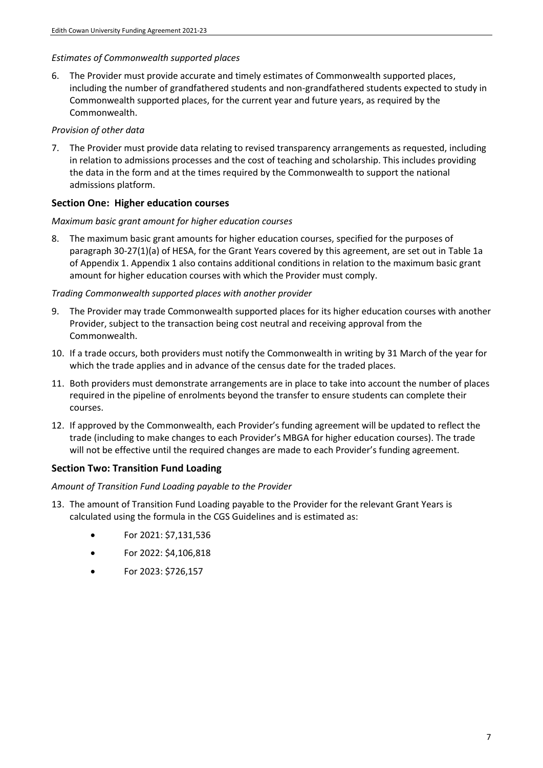*Estimates of Commonwealth supported places*

6. The Provider must provide accurate and timely estimates of Commonwealth supported places, including the number of grandfathered students and non-grandfathered students expected to study in Commonwealth supported places, for the current year and future years, as required by the Commonwealth.

*Provision of other data*

7. The Provider must provide data relating to revised transparency arrangements as requested, including in relation to admissions processes and the cost of teaching and scholarship. This includes providing the data in the form and at the times required by the Commonwealth to support the national admissions platform.

## Section One: Higher education courses

*Maximum basic grant amount for higher education courses*

8. The maximum basic grant amounts for higher education courses, specified for the purposes of paragraph 30-27(1)(a) of HESA, for the Grant Years covered by this agreement, are set out in Table 1a of Appendix 1. Appendix 1 also contains additional conditions in relation to the maximum basic grant amount for higher education courses with which the Provider must comply.

*Trading Commonwealth supported places with another provider*

9. The Provider may trade Commonwealth supported places for its higher education courses with another Provider, subject to the transaction being cost neutral and receiving approval from the Commonwealth.
10. If a trade occurs, both providers must notify the Commonwealth in writing by 31 March of the year for which the trade applies and in advance of the census date for the traded places.
11. Both providers must demonstrate arrangements are in place to take into account the number of places required in the pipeline of enrolments beyond the transfer to ensure students can complete their courses.
12. If approved by the Commonwealth, each Provider's funding agreement will be updated to reflect the trade (including to make changes to each Provider's MBGA for higher education courses). The trade will not be effective until the required changes are made to each Provider's funding agreement.

## Section Two: Transition Fund Loading

*Amount of Transition Fund Loading payable to the Provider*

13. The amount of Transition Fund Loading payable to the Provider for the relevant Grant Years is calculated using the formula in the CGS Guidelines and is estimated as:
    - For 2021: $7,131,536
    - For 2022: $4,106,818
    - For 2023: $726,157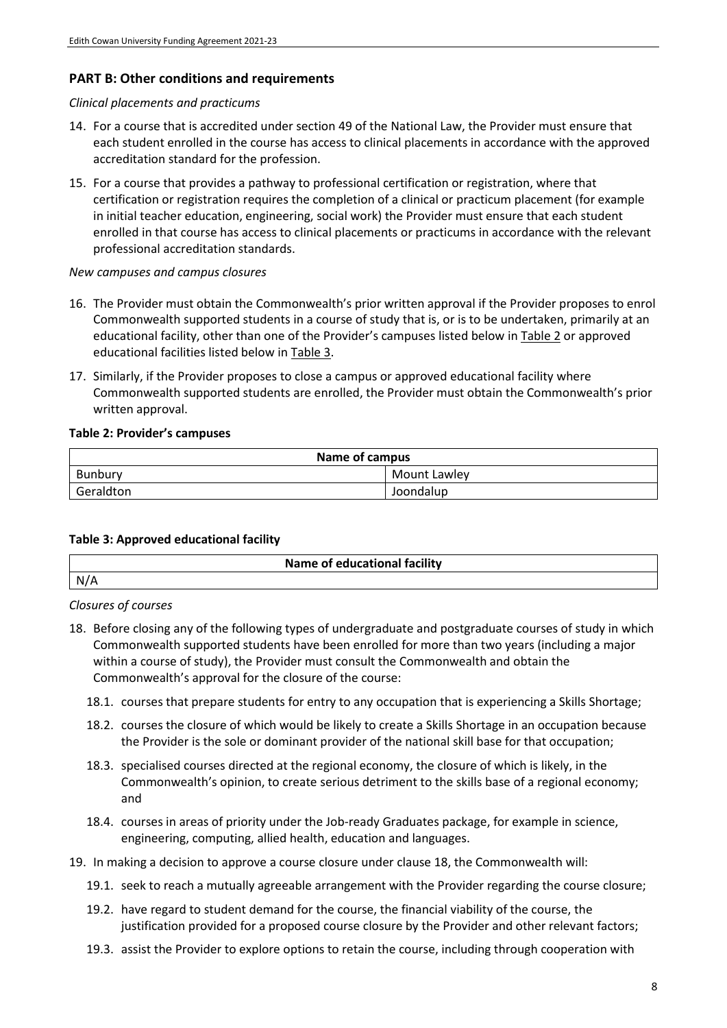## PART B: Other conditions and requirements

*Clinical placements and practicums*

14. For a course that is accredited under section 49 of the National Law, the Provider must ensure that each student enrolled in the course has access to clinical placements in accordance with the approved accreditation standard for the profession.
15. For a course that provides a pathway to professional certification or registration, where that certification or registration requires the completion of a clinical or practicum placement (for example in initial teacher education, engineering, social work) the Provider must ensure that each student enrolled in that course has access to clinical placements or practicums in accordance with the relevant professional accreditation standards.

*New campuses and campus closures*

16. The Provider must obtain the Commonwealth's prior written approval if the Provider proposes to enrol Commonwealth supported students in a course of study that is, or is to be undertaken, primarily at an educational facility, other than one of the Provider's campuses listed below in Table 2 or approved educational facilities listed below in Table 3.
17. Similarly, if the Provider proposes to close a campus or approved educational facility where Commonwealth supported students are enrolled, the Provider must obtain the Commonwealth's prior written approval.

**Table 2: Provider's campuses**

| Name of campus | |
|---|---|
| Bunbury | Mount Lawley |
| Geraldton | Joondalup |

**Table 3: Approved educational facility**

| Name of educational facility |
|---|
| N/A |

*Closures of courses*

18. Before closing any of the following types of undergraduate and postgraduate courses of study in which Commonwealth supported students have been enrolled for more than two years (including a major within a course of study), the Provider must consult the Commonwealth and obtain the Commonwealth's approval for the closure of the course:
    18.1. courses that prepare students for entry to any occupation that is experiencing a Skills Shortage;
    18.2. courses the closure of which would be likely to create a Skills Shortage in an occupation because the Provider is the sole or dominant provider of the national skill base for that occupation;
    18.3. specialised courses directed at the regional economy, the closure of which is likely, in the Commonwealth's opinion, to create serious detriment to the skills base of a regional economy; and
    18.4. courses in areas of priority under the Job-ready Graduates package, for example in science, engineering, computing, allied health, education and languages.
19. In making a decision to approve a course closure under clause 18, the Commonwealth will:
    19.1. seek to reach a mutually agreeable arrangement with the Provider regarding the course closure;
    19.2. have regard to student demand for the course, the financial viability of the course, the justification provided for a proposed course closure by the Provider and other relevant factors;
    19.3. assist the Provider to explore options to retain the course, including through cooperation with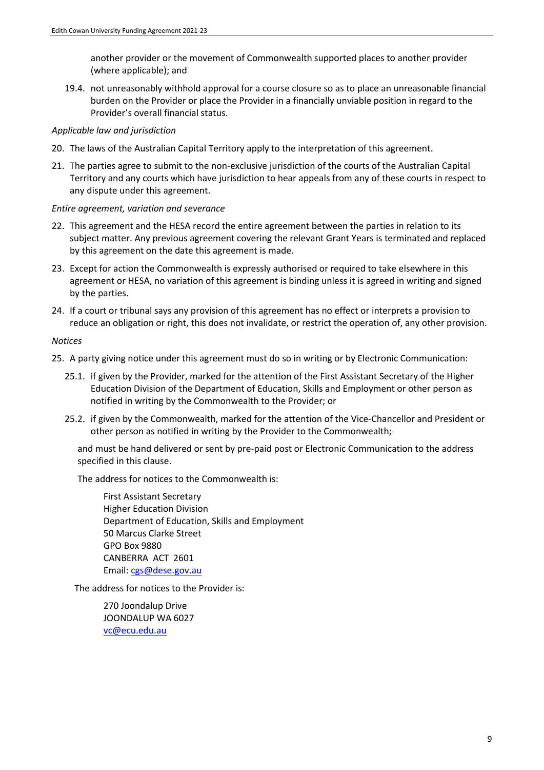another provider or the movement of Commonwealth supported places to another provider (where applicable); and

19.4. not unreasonably withhold approval for a course closure so as to place an unreasonable financial burden on the Provider or place the Provider in a financially unviable position in regard to the Provider's overall financial status.

*Applicable law and jurisdiction*

20. The laws of the Australian Capital Territory apply to the interpretation of this agreement.

21. The parties agree to submit to the non-exclusive jurisdiction of the courts of the Australian Capital Territory and any courts which have jurisdiction to hear appeals from any of these courts in respect to any dispute under this agreement.

*Entire agreement, variation and severance*

22. This agreement and the HESA record the entire agreement between the parties in relation to its subject matter. Any previous agreement covering the relevant Grant Years is terminated and replaced by this agreement on the date this agreement is made.

23. Except for action the Commonwealth is expressly authorised or required to take elsewhere in this agreement or HESA, no variation of this agreement is binding unless it is agreed in writing and signed by the parties.

24. If a court or tribunal says any provision of this agreement has no effect or interprets a provision to reduce an obligation or right, this does not invalidate, or restrict the operation of, any other provision.

*Notices*

25. A party giving notice under this agreement must do so in writing or by Electronic Communication:

    25.1. if given by the Provider, marked for the attention of the First Assistant Secretary of the Higher Education Division of the Department of Education, Skills and Employment or other person as notified in writing by the Commonwealth to the Provider; or

    25.2. if given by the Commonwealth, marked for the attention of the Vice-Chancellor and President or other person as notified in writing by the Provider to the Commonwealth;

    and must be hand delivered or sent by pre-paid post or Electronic Communication to the address specified in this clause.

    The address for notices to the Commonwealth is:

    First Assistant Secretary
    Higher Education Division
    Department of Education, Skills and Employment
    50 Marcus Clarke Street
    GPO Box 9880
    CANBERRA ACT 2601
    Email: cgs@dese.gov.au

    The address for notices to the Provider is:

    270 Joondalup Drive
    JOONDALUP WA 6027
    vc@ecu.edu.au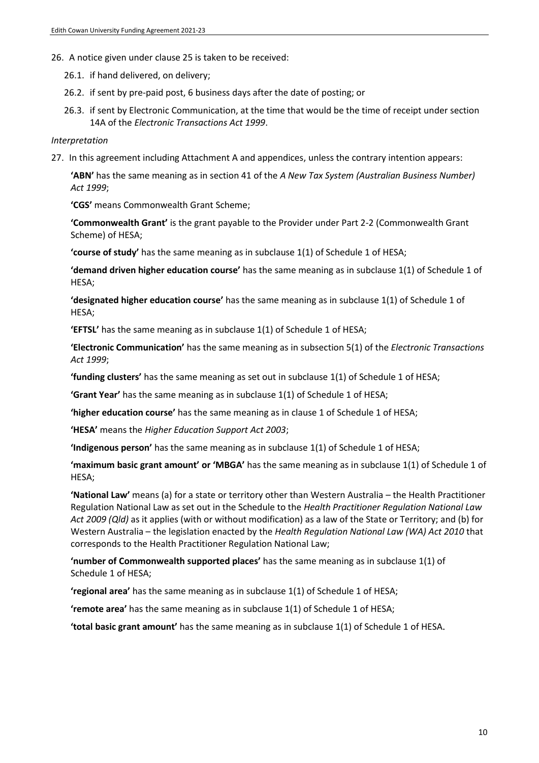26. A notice given under clause 25 is taken to be received:

    26.1. if hand delivered, on delivery;

    26.2. if sent by pre-paid post, 6 business days after the date of posting; or

    26.3. if sent by Electronic Communication, at the time that would be the time of receipt under section 14A of the *Electronic Transactions Act 1999*.

*Interpretation*

27. In this agreement including Attachment A and appendices, unless the contrary intention appears:

    **'ABN'** has the same meaning as in section 41 of the *A New Tax System (Australian Business Number) Act 1999*;

    **'CGS'** means Commonwealth Grant Scheme;

    **'Commonwealth Grant'** is the grant payable to the Provider under Part 2-2 (Commonwealth Grant Scheme) of HESA;

    **'course of study'** has the same meaning as in subclause 1(1) of Schedule 1 of HESA;

    **'demand driven higher education course'** has the same meaning as in subclause 1(1) of Schedule 1 of HESA;

    **'designated higher education course'** has the same meaning as in subclause 1(1) of Schedule 1 of HESA;

    **'EFTSL'** has the same meaning as in subclause 1(1) of Schedule 1 of HESA;

    **'Electronic Communication'** has the same meaning as in subsection 5(1) of the *Electronic Transactions Act 1999*;

    **'funding clusters'** has the same meaning as set out in subclause 1(1) of Schedule 1 of HESA;

    **'Grant Year'** has the same meaning as in subclause 1(1) of Schedule 1 of HESA;

    **'higher education course'** has the same meaning as in clause 1 of Schedule 1 of HESA;

    **'HESA'** means the *Higher Education Support Act 2003*;

    **'Indigenous person'** has the same meaning as in subclause 1(1) of Schedule 1 of HESA;

    **'maximum basic grant amount' or 'MBGA'** has the same meaning as in subclause 1(1) of Schedule 1 of HESA;

    **'National Law'** means (a) for a state or territory other than Western Australia – the Health Practitioner Regulation National Law as set out in the Schedule to the *Health Practitioner Regulation National Law Act 2009 (Qld)* as it applies (with or without modification) as a law of the State or Territory; and (b) for Western Australia – the legislation enacted by the *Health Regulation National Law (WA) Act 2010* that corresponds to the Health Practitioner Regulation National Law;

    **'number of Commonwealth supported places'** has the same meaning as in subclause 1(1) of Schedule 1 of HESA;

    **'regional area'** has the same meaning as in subclause 1(1) of Schedule 1 of HESA;

    **'remote area'** has the same meaning as in subclause 1(1) of Schedule 1 of HESA;

    **'total basic grant amount'** has the same meaning as in subclause 1(1) of Schedule 1 of HESA.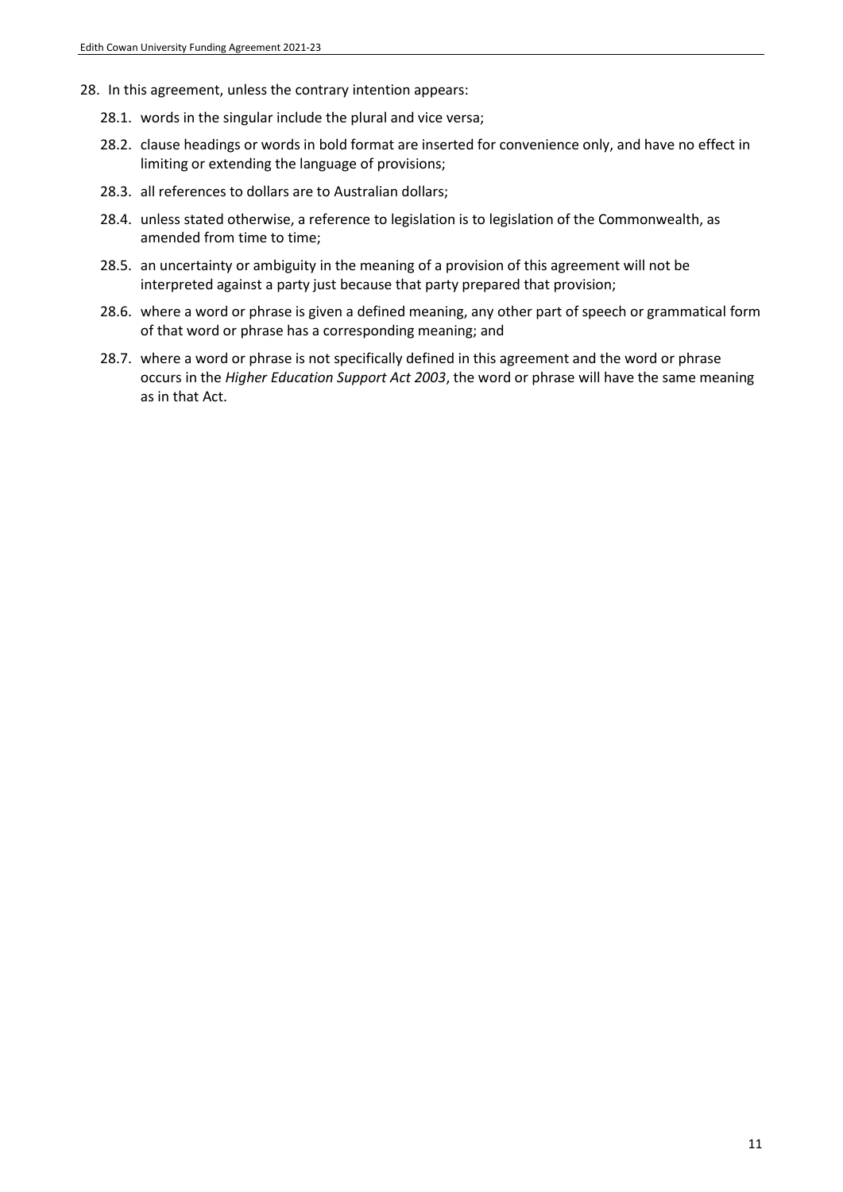28. In this agreement, unless the contrary intention appears:

    28.1. words in the singular include the plural and vice versa;

    28.2. clause headings or words in bold format are inserted for convenience only, and have no effect in limiting or extending the language of provisions;

    28.3. all references to dollars are to Australian dollars;

    28.4. unless stated otherwise, a reference to legislation is to legislation of the Commonwealth, as amended from time to time;

    28.5. an uncertainty or ambiguity in the meaning of a provision of this agreement will not be interpreted against a party just because that party prepared that provision;

    28.6. where a word or phrase is given a defined meaning, any other part of speech or grammatical form of that word or phrase has a corresponding meaning; and

    28.7. where a word or phrase is not specifically defined in this agreement and the word or phrase occurs in the *Higher Education Support Act 2003*, the word or phrase will have the same meaning as in that Act.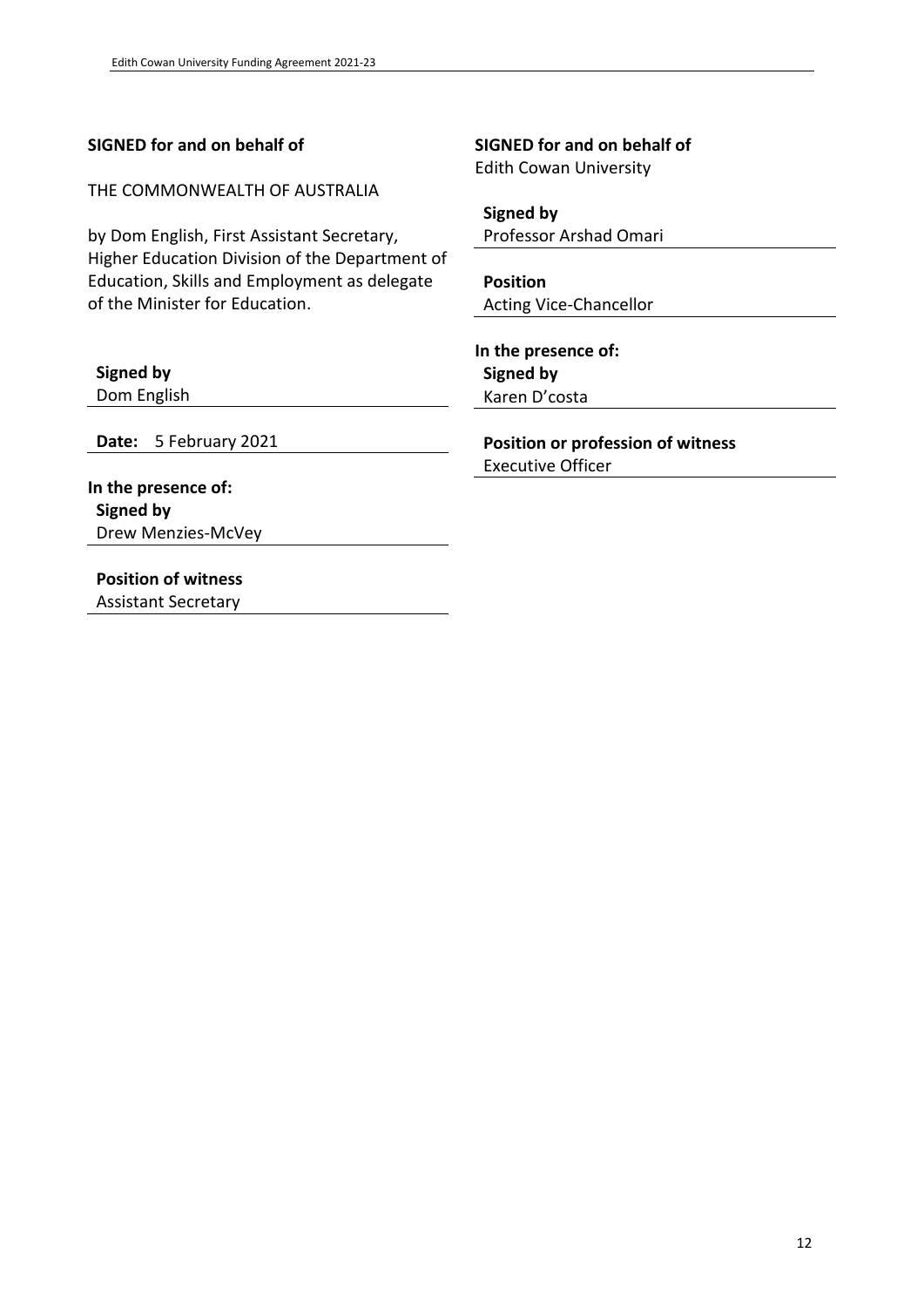**SIGNED for and on behalf of**

THE COMMONWEALTH OF AUSTRALIA

by Dom English, First Assistant Secretary, Higher Education Division of the Department of Education, Skills and Employment as delegate of the Minister for Education.

**Signed by**
Dom English

**Date:** 5 February 2021

**In the presence of:**
**Signed by**
Drew Menzies-McVey

**Position of witness**
Assistant Secretary

**SIGNED for and on behalf of**
Edith Cowan University

**Signed by**
Professor Arshad Omari

**Position**
Acting Vice-Chancellor

**In the presence of:**
**Signed by**
Karen D'costa

**Position or profession of witness**
Executive Officer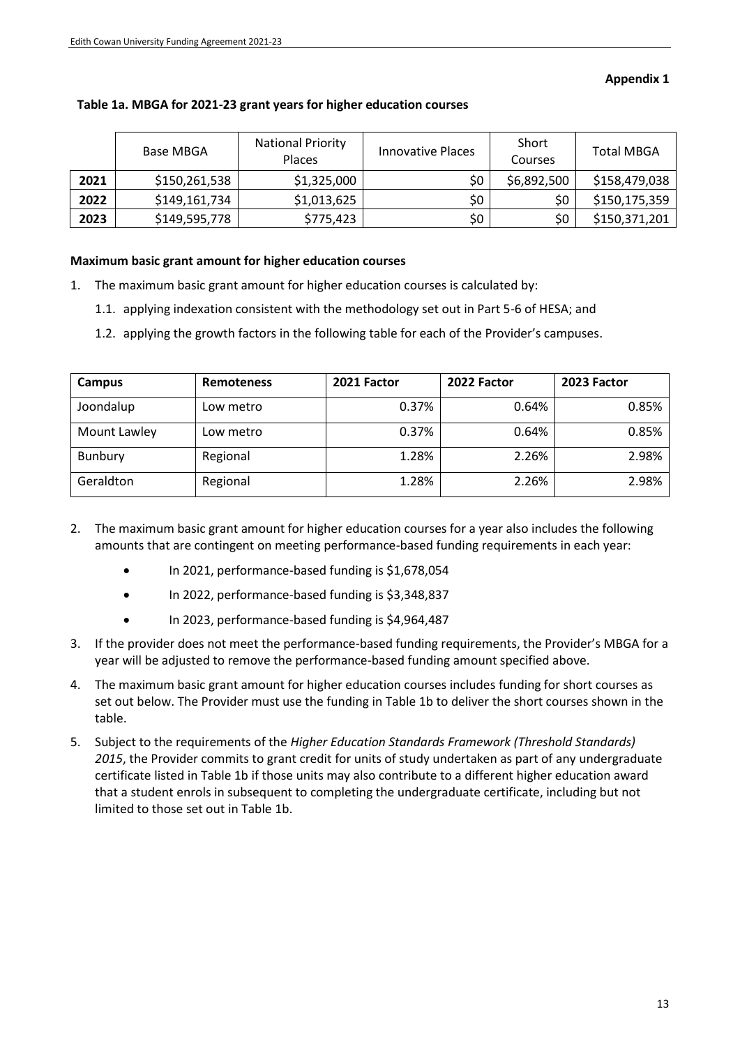**Appendix 1**

**Table 1a. MBGA for 2021-23 grant years for higher education courses**

| | Base MBGA | National Priority Places | Innovative Places | Short Courses | Total MBGA |
|---|---|---|---|---|---|
| **2021** | $150,261,538 | $1,325,000 | $0 | $6,892,500 | $158,479,038 |
| **2022** | $149,161,734 | $1,013,625 | $0 | $0 | $150,175,359 |
| **2023** | $149,595,778 | $775,423 | $0 | $0 | $150,371,201 |

**Maximum basic grant amount for higher education courses**

1. The maximum basic grant amount for higher education courses is calculated by:
   1.1. applying indexation consistent with the methodology set out in Part 5-6 of HESA; and
   1.2. applying the growth factors in the following table for each of the Provider's campuses.

| Campus | Remoteness | 2021 Factor | 2022 Factor | 2023 Factor |
|---|---|---|---|---|
| Joondalup | Low metro | 0.37% | 0.64% | 0.85% |
| Mount Lawley | Low metro | 0.37% | 0.64% | 0.85% |
| Bunbury | Regional | 1.28% | 2.26% | 2.98% |
| Geraldton | Regional | 1.28% | 2.26% | 2.98% |

2. The maximum basic grant amount for higher education courses for a year also includes the following amounts that are contingent on meeting performance-based funding requirements in each year:
   - In 2021, performance-based funding is $1,678,054
   - In 2022, performance-based funding is $3,348,837
   - In 2023, performance-based funding is $4,964,487
3. If the provider does not meet the performance-based funding requirements, the Provider's MBGA for a year will be adjusted to remove the performance-based funding amount specified above.
4. The maximum basic grant amount for higher education courses includes funding for short courses as set out below. The Provider must use the funding in Table 1b to deliver the short courses shown in the table.
5. Subject to the requirements of the *Higher Education Standards Framework (Threshold Standards) 2015*, the Provider commits to grant credit for units of study undertaken as part of any undergraduate certificate listed in Table 1b if those units may also contribute to a different higher education award that a student enrols in subsequent to completing the undergraduate certificate, including but not limited to those set out in Table 1b.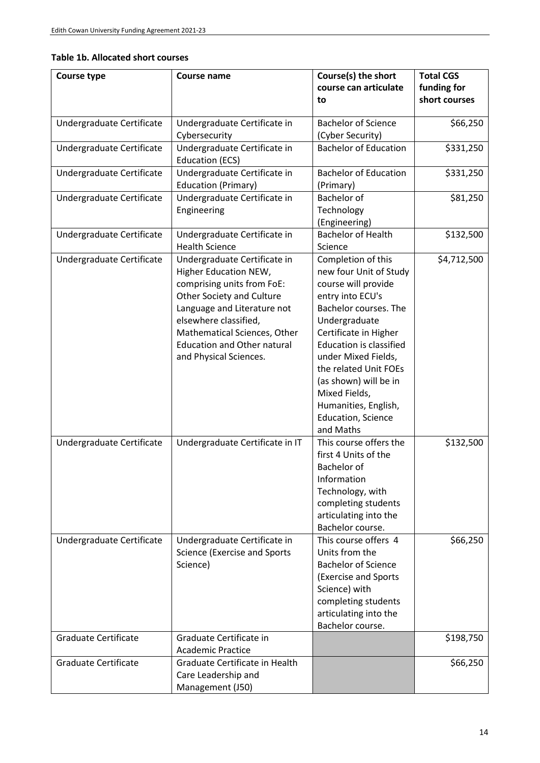**Table 1b. Allocated short courses**

| Course type | Course name | Course(s) the short course can articulate to | Total CGS funding for short courses |
|---|---|---|---|
| Undergraduate Certificate | Undergraduate Certificate in Cybersecurity | Bachelor of Science (Cyber Security) | $66,250 |
| Undergraduate Certificate | Undergraduate Certificate in Education (ECS) | Bachelor of Education | $331,250 |
| Undergraduate Certificate | Undergraduate Certificate in Education (Primary) | Bachelor of Education (Primary) | $331,250 |
| Undergraduate Certificate | Undergraduate Certificate in Engineering | Bachelor of Technology (Engineering) | $81,250 |
| Undergraduate Certificate | Undergraduate Certificate in Health Science | Bachelor of Health Science | $132,500 |
| Undergraduate Certificate | Undergraduate Certificate in Higher Education NEW, comprising units from FoE: Other Society and Culture Language and Literature not elsewhere classified, Mathematical Sciences, Other Education and Other natural and Physical Sciences. | Completion of this new four Unit of Study course will provide entry into ECU's Bachelor courses. The Undergraduate Certificate in Higher Education is classified under Mixed Fields, the related Unit FOEs (as shown) will be in Mixed Fields, Humanities, English, Education, Science and Maths | $4,712,500 |
| Undergraduate Certificate | Undergraduate Certificate in IT | This course offers the first 4 Units of the Bachelor of Information Technology, with completing students articulating into the Bachelor course. | $132,500 |
| Undergraduate Certificate | Undergraduate Certificate in Science (Exercise and Sports Science) | This course offers 4 Units from the Bachelor of Science (Exercise and Sports Science) with completing students articulating into the Bachelor course. | $66,250 |
| Graduate Certificate | Graduate Certificate in Academic Practice | | $198,750 |
| Graduate Certificate | Graduate Certificate in Health Care Leadership and Management (J50) | | $66,250 |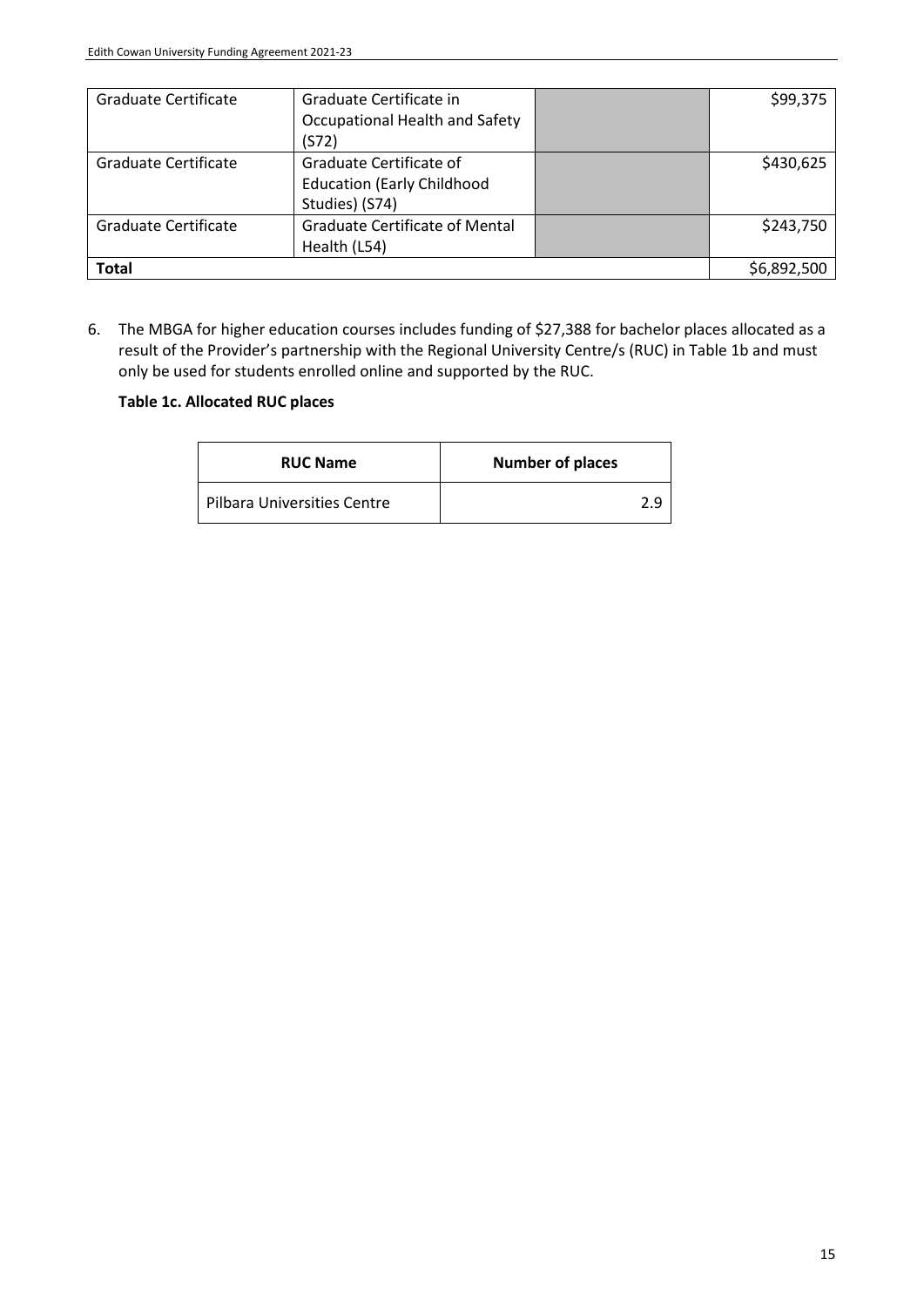| | | | |
|---|---|---|---|
| Graduate Certificate | Graduate Certificate in Occupational Health and Safety (S72) | | $99,375 |
| Graduate Certificate | Graduate Certificate of Education (Early Childhood Studies) (S74) | | $430,625 |
| Graduate Certificate | Graduate Certificate of Mental Health (L54) | | $243,750 |
| **Total** | | | $6,892,500 |

6. The MBGA for higher education courses includes funding of $27,388 for bachelor places allocated as a result of the Provider's partnership with the Regional University Centre/s (RUC) in Table 1b and must only be used for students enrolled online and supported by the RUC.

**Table 1c. Allocated RUC places**

| RUC Name | Number of places |
|---|---|
| Pilbara Universities Centre | 2.9 |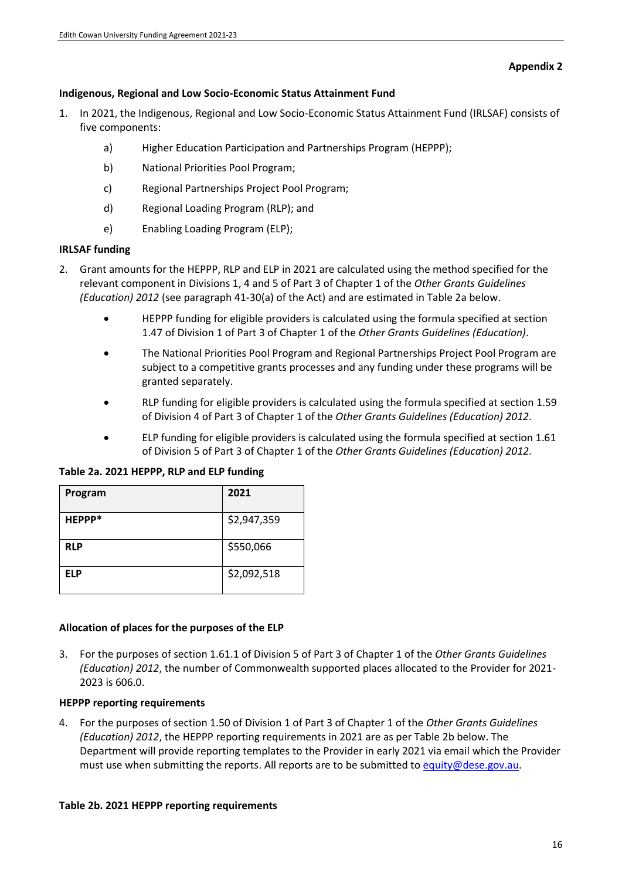**Appendix 2**

**Indigenous, Regional and Low Socio-Economic Status Attainment Fund**

1. In 2021, the Indigenous, Regional and Low Socio-Economic Status Attainment Fund (IRLSAF) consists of five components:

   a) Higher Education Participation and Partnerships Program (HEPPP);

   b) National Priorities Pool Program;

   c) Regional Partnerships Project Pool Program;

   d) Regional Loading Program (RLP); and

   e) Enabling Loading Program (ELP);

**IRLSAF funding**

2. Grant amounts for the HEPPP, RLP and ELP in 2021 are calculated using the method specified for the relevant component in Divisions 1, 4 and 5 of Part 3 of Chapter 1 of the *Other Grants Guidelines (Education) 2012* (see paragraph 41-30(a) of the Act) and are estimated in Table 2a below.

   - HEPPP funding for eligible providers is calculated using the formula specified at section 1.47 of Division 1 of Part 3 of Chapter 1 of the *Other Grants Guidelines (Education)*.
   - The National Priorities Pool Program and Regional Partnerships Project Pool Program are subject to a competitive grants processes and any funding under these programs will be granted separately.
   - RLP funding for eligible providers is calculated using the formula specified at section 1.59 of Division 4 of Part 3 of Chapter 1 of the *Other Grants Guidelines (Education) 2012*.
   - ELP funding for eligible providers is calculated using the formula specified at section 1.61 of Division 5 of Part 3 of Chapter 1 of the *Other Grants Guidelines (Education) 2012*.

**Table 2a. 2021 HEPPP, RLP and ELP funding**

| Program | 2021 |
|---|---|
| **HEPPP*** | $2,947,359 |
| **RLP** | $550,066 |
| **ELP** | $2,092,518 |

**Allocation of places for the purposes of the ELP**

3. For the purposes of section 1.61.1 of Division 5 of Part 3 of Chapter 1 of the *Other Grants Guidelines (Education) 2012*, the number of Commonwealth supported places allocated to the Provider for 2021-2023 is 606.0.

**HEPPP reporting requirements**

4. For the purposes of section 1.50 of Division 1 of Part 3 of Chapter 1 of the *Other Grants Guidelines (Education) 2012*, the HEPPP reporting requirements in 2021 are as per Table 2b below. The Department will provide reporting templates to the Provider in early 2021 via email which the Provider must use when submitting the reports. All reports are to be submitted to equity@dese.gov.au.

**Table 2b. 2021 HEPPP reporting requirements**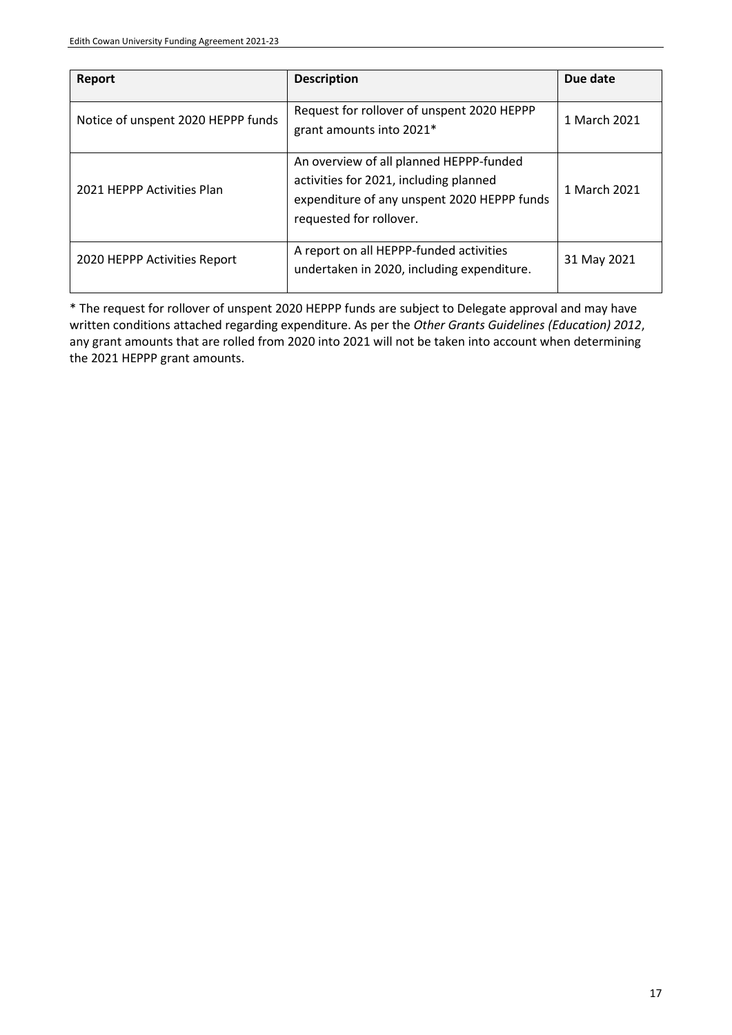| Report | Description | Due date |
|---|---|---|
| Notice of unspent 2020 HEPPP funds | Request for rollover of unspent 2020 HEPPP grant amounts into 2021* | 1 March 2021 |
| 2021 HEPPP Activities Plan | An overview of all planned HEPPP-funded activities for 2021, including planned expenditure of any unspent 2020 HEPPP funds requested for rollover. | 1 March 2021 |
| 2020 HEPPP Activities Report | A report on all HEPPP-funded activities undertaken in 2020, including expenditure. | 31 May 2021 |

* The request for rollover of unspent 2020 HEPPP funds are subject to Delegate approval and may have written conditions attached regarding expenditure. As per the *Other Grants Guidelines (Education) 2012*, any grant amounts that are rolled from 2020 into 2021 will not be taken into account when determining the 2021 HEPPP grant amounts.